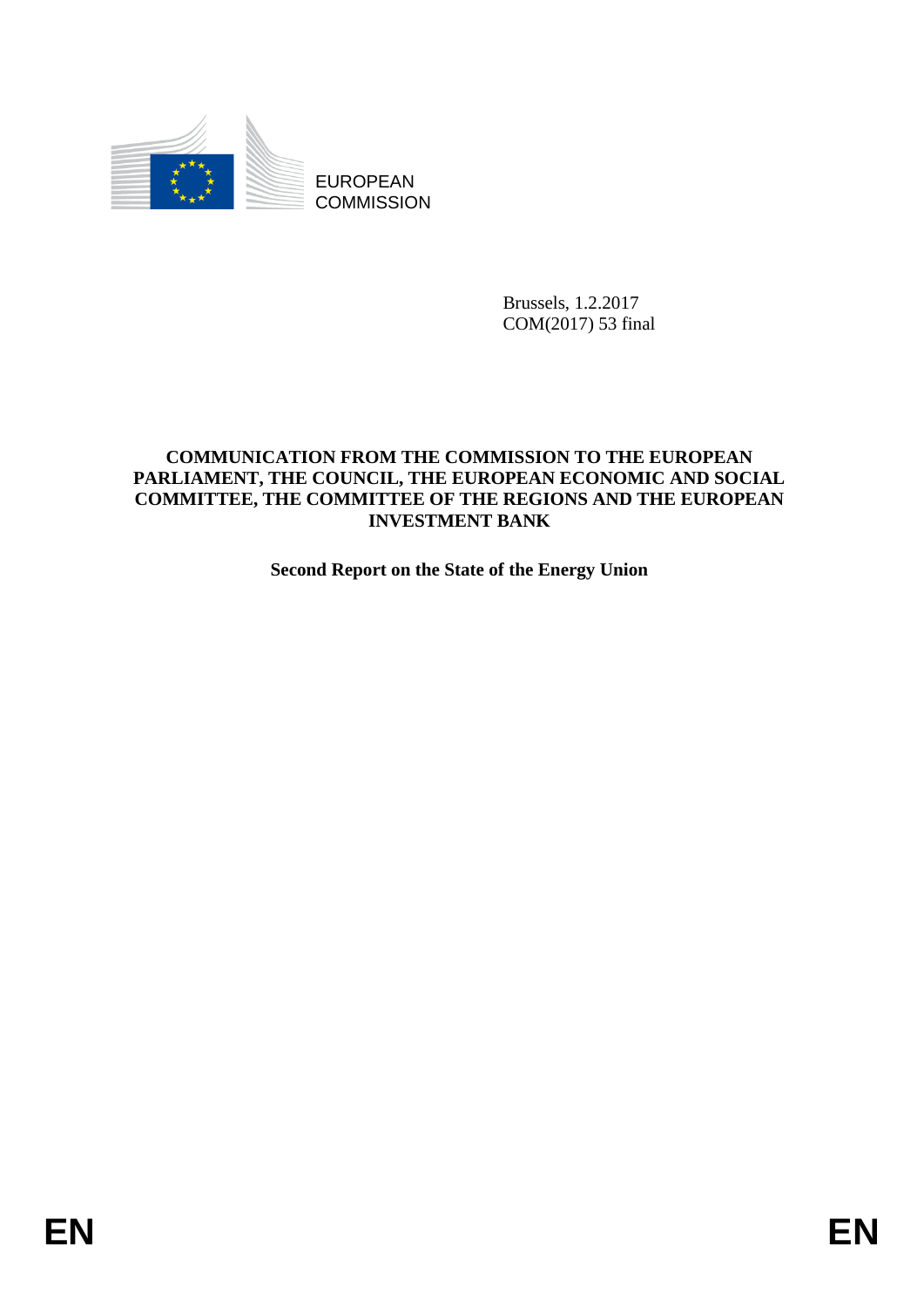EUROPEAN
COMMISSION

Brussels, 1.2.2017
COM(2017) 53 final

**COMMUNICATION FROM THE COMMISSION TO THE EUROPEAN PARLIAMENT, THE COUNCIL, THE EUROPEAN ECONOMIC AND SOCIAL COMMITTEE, THE COMMITTEE OF THE REGIONS AND THE EUROPEAN INVESTMENT BANK**

**Second Report on the State of the Energy Union**

EN EN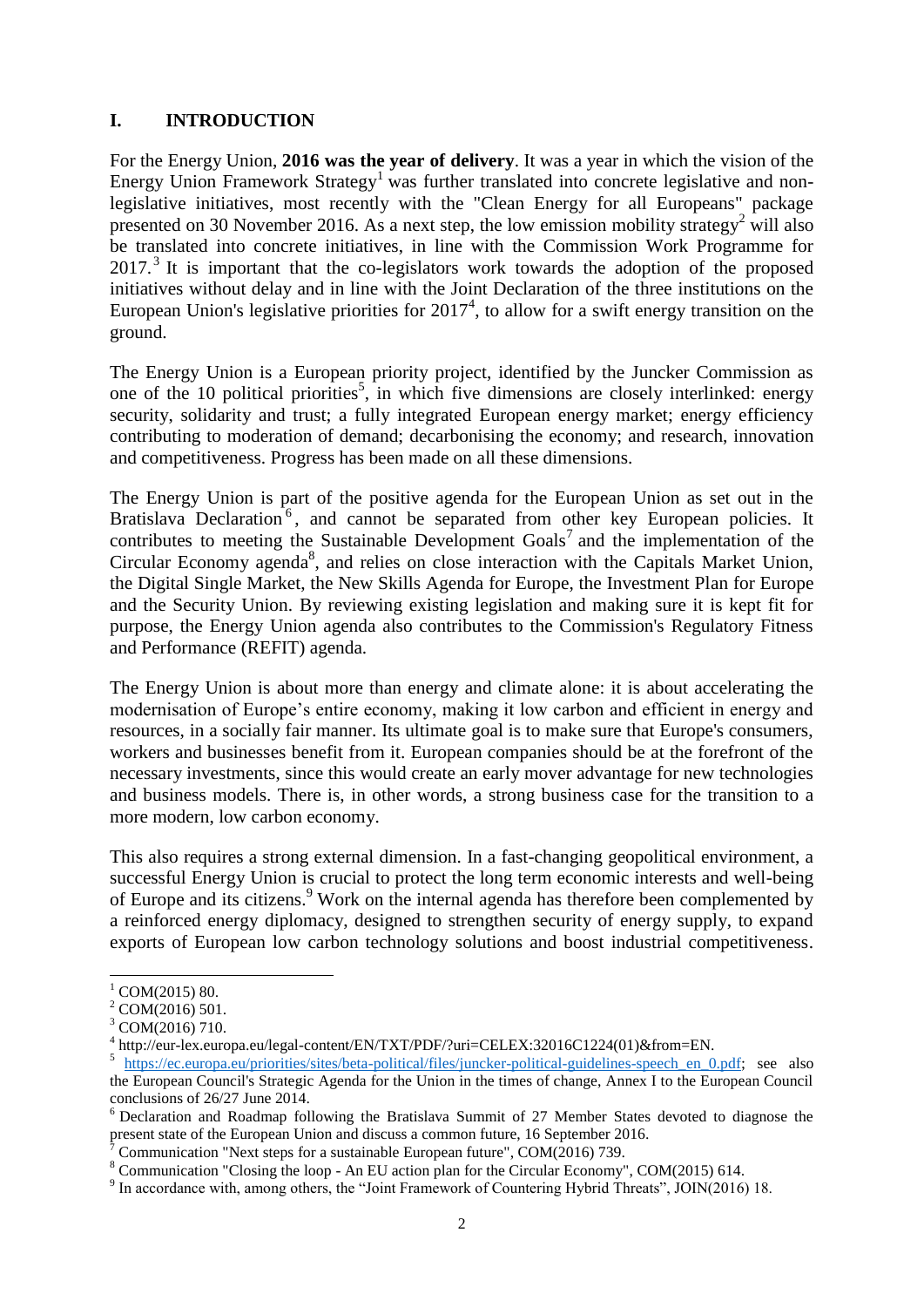## I. INTRODUCTION

For the Energy Union, **2016 was the year of delivery**. It was a year in which the vision of the Energy Union Framework Strategy[1] was further translated into concrete legislative and non-legislative initiatives, most recently with the "Clean Energy for all Europeans" package presented on 30 November 2016. As a next step, the low emission mobility strategy[2] will also be translated into concrete initiatives, in line with the Commission Work Programme for 2017.[3] It is important that the co-legislators work towards the adoption of the proposed initiatives without delay and in line with the Joint Declaration of the three institutions on the European Union's legislative priorities for 2017[4], to allow for a swift energy transition on the ground.

The Energy Union is a European priority project, identified by the Juncker Commission as one of the 10 political priorities[5], in which five dimensions are closely interlinked: energy security, solidarity and trust; a fully integrated European energy market; energy efficiency contributing to moderation of demand; decarbonising the economy; and research, innovation and competitiveness. Progress has been made on all these dimensions.

The Energy Union is part of the positive agenda for the European Union as set out in the Bratislava Declaration[6], and cannot be separated from other key European policies. It contributes to meeting the Sustainable Development Goals[7] and the implementation of the Circular Economy agenda[8], and relies on close interaction with the Capitals Market Union, the Digital Single Market, the New Skills Agenda for Europe, the Investment Plan for Europe and the Security Union. By reviewing existing legislation and making sure it is kept fit for purpose, the Energy Union agenda also contributes to the Commission's Regulatory Fitness and Performance (REFIT) agenda.

The Energy Union is about more than energy and climate alone: it is about accelerating the modernisation of Europe's entire economy, making it low carbon and efficient in energy and resources, in a socially fair manner. Its ultimate goal is to make sure that Europe's consumers, workers and businesses benefit from it. European companies should be at the forefront of the necessary investments, since this would create an early mover advantage for new technologies and business models. There is, in other words, a strong business case for the transition to a more modern, low carbon economy.

This also requires a strong external dimension. In a fast-changing geopolitical environment, a successful Energy Union is crucial to protect the long term economic interests and well-being of Europe and its citizens.[9] Work on the internal agenda has therefore been complemented by a reinforced energy diplomacy, designed to strengthen security of energy supply, to expand exports of European low carbon technology solutions and boost industrial competitiveness.

---

[1] COM(2015) 80.

[2] COM(2016) 501.

[3] COM(2016) 710.

[4] http://eur-lex.europa.eu/legal-content/EN/TXT/PDF/?uri=CELEX:32016C1224(01)&from=EN.

[5] https://ec.europa.eu/priorities/sites/beta-political/files/juncker-political-guidelines-speech_en_0.pdf; see also the European Council's Strategic Agenda for the Union in the times of change, Annex I to the European Council conclusions of 26/27 June 2014.

[6] Declaration and Roadmap following the Bratislava Summit of 27 Member States devoted to diagnose the present state of the European Union and discuss a common future, 16 September 2016.

[7] Communication "Next steps for a sustainable European future", COM(2016) 739.

[8] Communication "Closing the loop - An EU action plan for the Circular Economy", COM(2015) 614.

[9] In accordance with, among others, the "Joint Framework of Countering Hybrid Threats", JOIN(2016) 18.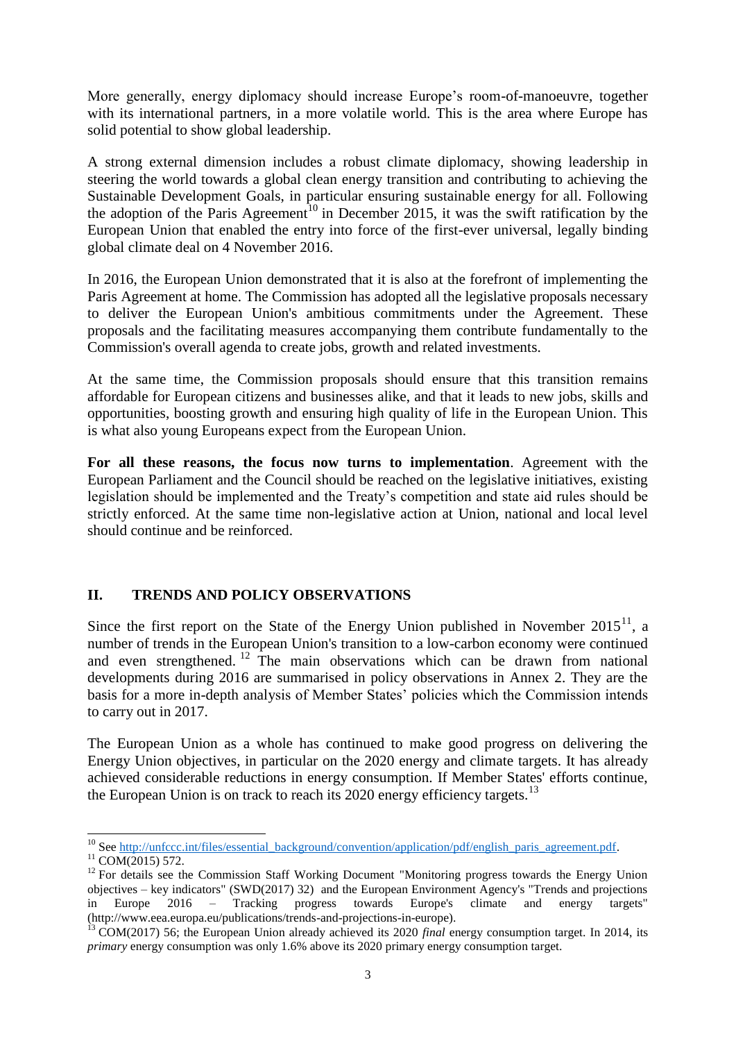More generally, energy diplomacy should increase Europe's room-of-manoeuvre, together with its international partners, in a more volatile world. This is the area where Europe has solid potential to show global leadership.

A strong external dimension includes a robust climate diplomacy, showing leadership in steering the world towards a global clean energy transition and contributing to achieving the Sustainable Development Goals, in particular ensuring sustainable energy for all. Following the adoption of the Paris Agreement[10] in December 2015, it was the swift ratification by the European Union that enabled the entry into force of the first-ever universal, legally binding global climate deal on 4 November 2016.

In 2016, the European Union demonstrated that it is also at the forefront of implementing the Paris Agreement at home. The Commission has adopted all the legislative proposals necessary to deliver the European Union's ambitious commitments under the Agreement. These proposals and the facilitating measures accompanying them contribute fundamentally to the Commission's overall agenda to create jobs, growth and related investments.

At the same time, the Commission proposals should ensure that this transition remains affordable for European citizens and businesses alike, and that it leads to new jobs, skills and opportunities, boosting growth and ensuring high quality of life in the European Union. This is what also young Europeans expect from the European Union.

**For all these reasons, the focus now turns to implementation**. Agreement with the European Parliament and the Council should be reached on the legislative initiatives, existing legislation should be implemented and the Treaty's competition and state aid rules should be strictly enforced. At the same time non-legislative action at Union, national and local level should continue and be reinforced.

## II. TRENDS AND POLICY OBSERVATIONS

Since the first report on the State of the Energy Union published in November 2015[11], a number of trends in the European Union's transition to a low-carbon economy were continued and even strengthened.[12] The main observations which can be drawn from national developments during 2016 are summarised in policy observations in Annex 2. They are the basis for a more in-depth analysis of Member States' policies which the Commission intends to carry out in 2017.

The European Union as a whole has continued to make good progress on delivering the Energy Union objectives, in particular on the 2020 energy and climate targets. It has already achieved considerable reductions in energy consumption. If Member States' efforts continue, the European Union is on track to reach its 2020 energy efficiency targets.[13]

---

[10] See http://unfccc.int/files/essential_background/convention/application/pdf/english_paris_agreement.pdf.

[11] COM(2015) 572.

[12] For details see the Commission Staff Working Document "Monitoring progress towards the Energy Union objectives – key indicators" (SWD(2017) 32) and the European Environment Agency's "Trends and projections in Europe 2016 – Tracking progress towards Europe's climate and energy targets" (http://www.eea.europa.eu/publications/trends-and-projections-in-europe).

[13] COM(2017) 56; the European Union already achieved its 2020 *final* energy consumption target. In 2014, its *primary* energy consumption was only 1.6% above its 2020 primary energy consumption target.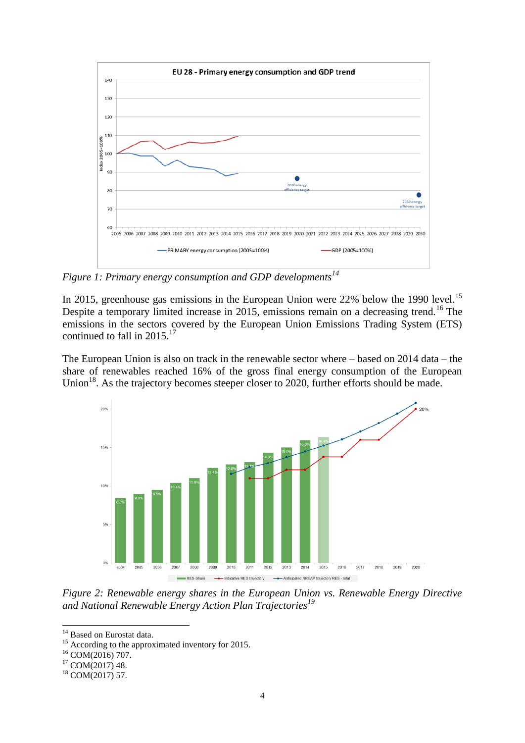*Figure 1: Primary energy consumption and GDP developments*[14]

In 2015, greenhouse gas emissions in the European Union were 22% below the 1990 level.[15] Despite a temporary limited increase in 2015, emissions remain on a decreasing trend.[16] The emissions in the sectors covered by the European Union Emissions Trading System (ETS) continued to fall in 2015.[17]

The European Union is also on track in the renewable sector where – based on 2014 data – the share of renewables reached 16% of the gross final energy consumption of the European Union[18]. As the trajectory becomes steeper closer to 2020, further efforts should be made.

*Figure 2: Renewable energy shares in the European Union vs. Renewable Energy Directive and National Renewable Energy Action Plan Trajectories*[19]

[14] Based on Eurostat data.
[15] According to the approximated inventory for 2015.
[16] COM(2016) 707.
[17] COM(2017) 48.
[18] COM(2017) 57.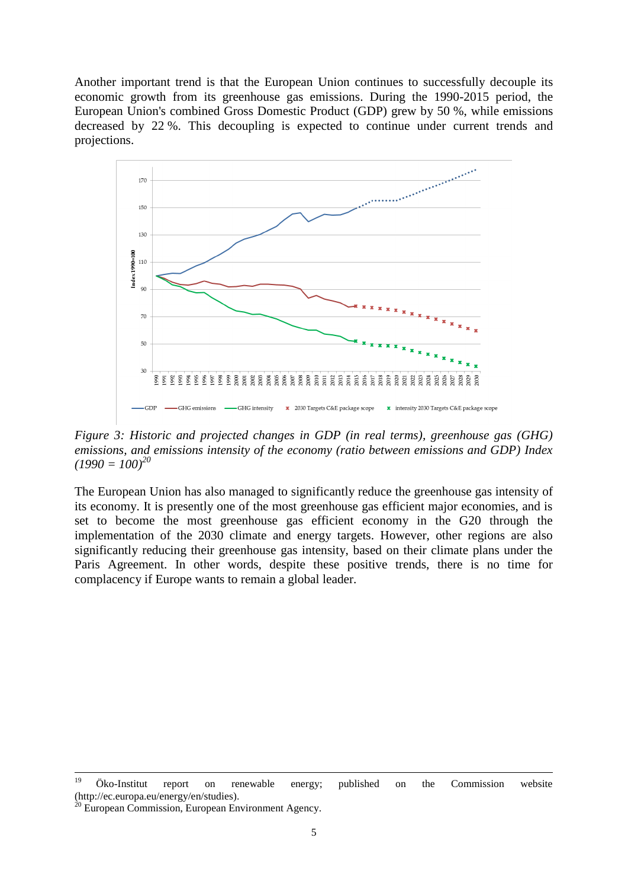Another important trend is that the European Union continues to successfully decouple its economic growth from its greenhouse gas emissions. During the 1990-2015 period, the European Union's combined Gross Domestic Product (GDP) grew by 50 %, while emissions decreased by 22 %. This decoupling is expected to continue under current trends and projections.

*Figure 3: Historic and projected changes in GDP (in real terms), greenhouse gas (GHG) emissions, and emissions intensity of the economy (ratio between emissions and GDP) Index (1990 = 100)*[20]

The European Union has also managed to significantly reduce the greenhouse gas intensity of its economy. It is presently one of the most greenhouse gas efficient major economies, and is set to become the most greenhouse gas efficient economy in the G20 through the implementation of the 2030 climate and energy targets. However, other regions are also significantly reducing their greenhouse gas intensity, based on their climate plans under the Paris Agreement. In other words, despite these positive trends, there is no time for complacency if Europe wants to remain a global leader.

---

[19] Öko-Institut report on renewable energy; published on the Commission website (http://ec.europa.eu/energy/en/studies).

[20] European Commission, European Environment Agency.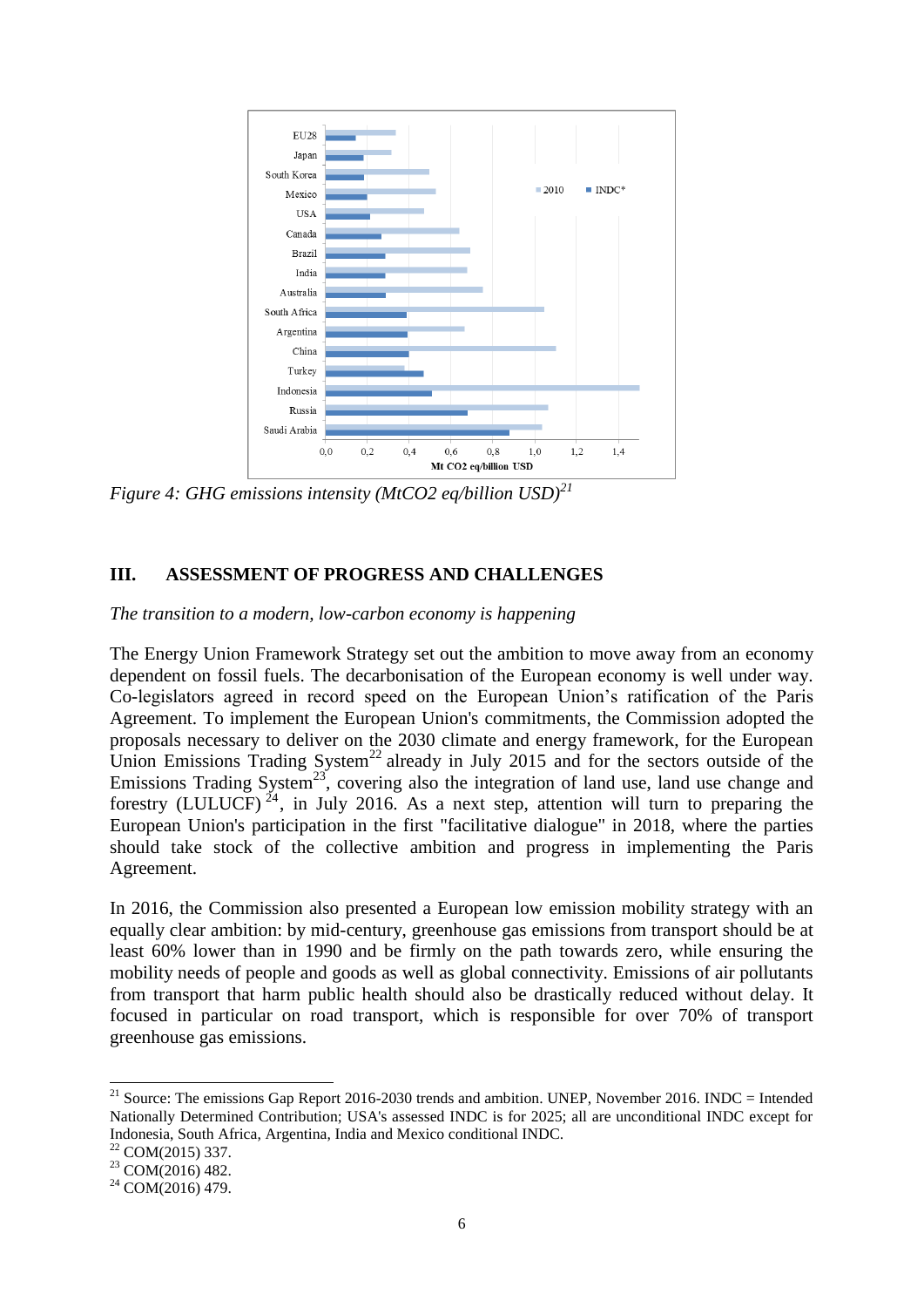*Figure 4: GHG emissions intensity (MtCO2 eq/billion USD)*[21]

## III. ASSESSMENT OF PROGRESS AND CHALLENGES

*The transition to a modern, low-carbon economy is happening*

The Energy Union Framework Strategy set out the ambition to move away from an economy dependent on fossil fuels. The decarbonisation of the European economy is well under way. Co-legislators agreed in record speed on the European Union's ratification of the Paris Agreement. To implement the European Union's commitments, the Commission adopted the proposals necessary to deliver on the 2030 climate and energy framework, for the European Union Emissions Trading System[22] already in July 2015 and for the sectors outside of the Emissions Trading System[23], covering also the integration of land use, land use change and forestry (LULUCF)[24], in July 2016. As a next step, attention will turn to preparing the European Union's participation in the first "facilitative dialogue" in 2018, where the parties should take stock of the collective ambition and progress in implementing the Paris Agreement.

In 2016, the Commission also presented a European low emission mobility strategy with an equally clear ambition: by mid-century, greenhouse gas emissions from transport should be at least 60% lower than in 1990 and be firmly on the path towards zero, while ensuring the mobility needs of people and goods as well as global connectivity. Emissions of air pollutants from transport that harm public health should also be drastically reduced without delay. It focused in particular on road transport, which is responsible for over 70% of transport greenhouse gas emissions.

---

[21] Source: The emissions Gap Report 2016-2030 trends and ambition. UNEP, November 2016. INDC = Intended Nationally Determined Contribution; USA's assessed INDC is for 2025; all are unconditional INDC except for Indonesia, South Africa, Argentina, India and Mexico conditional INDC.

[22] COM(2015) 337.

[23] COM(2016) 482.

[24] COM(2016) 479.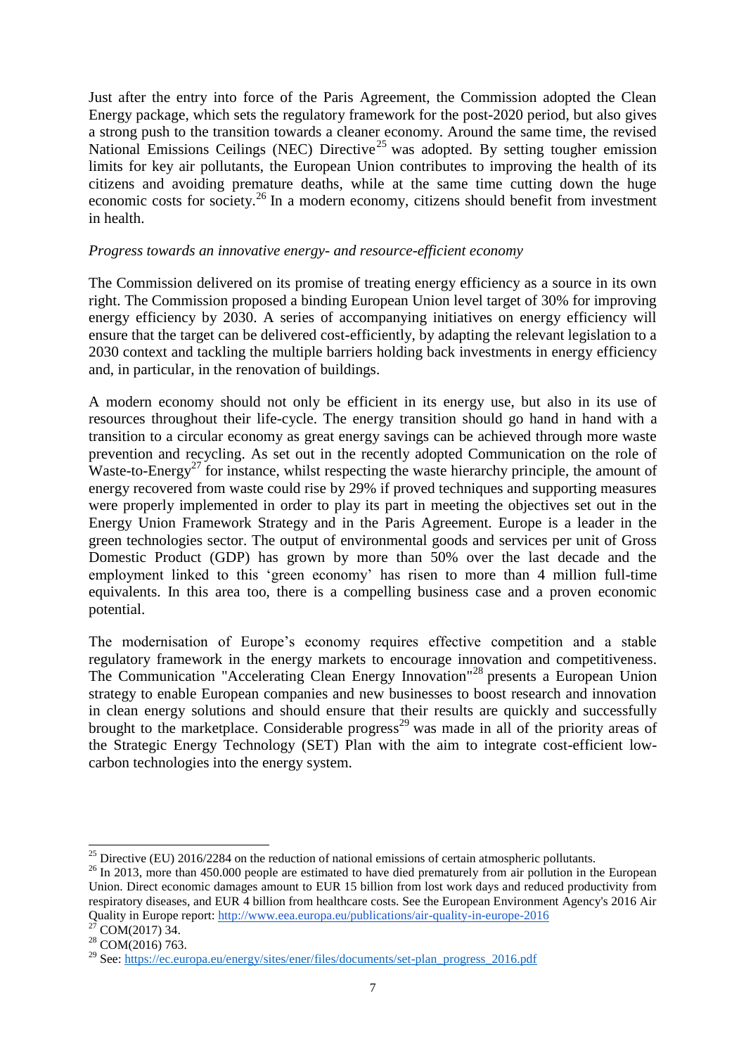Just after the entry into force of the Paris Agreement, the Commission adopted the Clean Energy package, which sets the regulatory framework for the post-2020 period, but also gives a strong push to the transition towards a cleaner economy. Around the same time, the revised National Emissions Ceilings (NEC) Directive[25] was adopted. By setting tougher emission limits for key air pollutants, the European Union contributes to improving the health of its citizens and avoiding premature deaths, while at the same time cutting down the huge economic costs for society.[26] In a modern economy, citizens should benefit from investment in health.

*Progress towards an innovative energy- and resource-efficient economy*

The Commission delivered on its promise of treating energy efficiency as a source in its own right. The Commission proposed a binding European Union level target of 30% for improving energy efficiency by 2030. A series of accompanying initiatives on energy efficiency will ensure that the target can be delivered cost-efficiently, by adapting the relevant legislation to a 2030 context and tackling the multiple barriers holding back investments in energy efficiency and, in particular, in the renovation of buildings.

A modern economy should not only be efficient in its energy use, but also in its use of resources throughout their life-cycle. The energy transition should go hand in hand with a transition to a circular economy as great energy savings can be achieved through more waste prevention and recycling. As set out in the recently adopted Communication on the role of Waste-to-Energy[27] for instance, whilst respecting the waste hierarchy principle, the amount of energy recovered from waste could rise by 29% if proved techniques and supporting measures were properly implemented in order to play its part in meeting the objectives set out in the Energy Union Framework Strategy and in the Paris Agreement. Europe is a leader in the green technologies sector. The output of environmental goods and services per unit of Gross Domestic Product (GDP) has grown by more than 50% over the last decade and the employment linked to this 'green economy' has risen to more than 4 million full-time equivalents. In this area too, there is a compelling business case and a proven economic potential.

The modernisation of Europe's economy requires effective competition and a stable regulatory framework in the energy markets to encourage innovation and competitiveness. The Communication "Accelerating Clean Energy Innovation"[28] presents a European Union strategy to enable European companies and new businesses to boost research and innovation in clean energy solutions and should ensure that their results are quickly and successfully brought to the marketplace. Considerable progress[29] was made in all of the priority areas of the Strategic Energy Technology (SET) Plan with the aim to integrate cost-efficient low-carbon technologies into the energy system.

---

[25] Directive (EU) 2016/2284 on the reduction of national emissions of certain atmospheric pollutants.

[26] In 2013, more than 450.000 people are estimated to have died prematurely from air pollution in the European Union. Direct economic damages amount to EUR 15 billion from lost work days and reduced productivity from respiratory diseases, and EUR 4 billion from healthcare costs. See the European Environment Agency's 2016 Air Quality in Europe report: http://www.eea.europa.eu/publications/air-quality-in-europe-2016

[27] COM(2017) 34.

[28] COM(2016) 763.

[29] See: https://ec.europa.eu/energy/sites/ener/files/documents/set-plan_progress_2016.pdf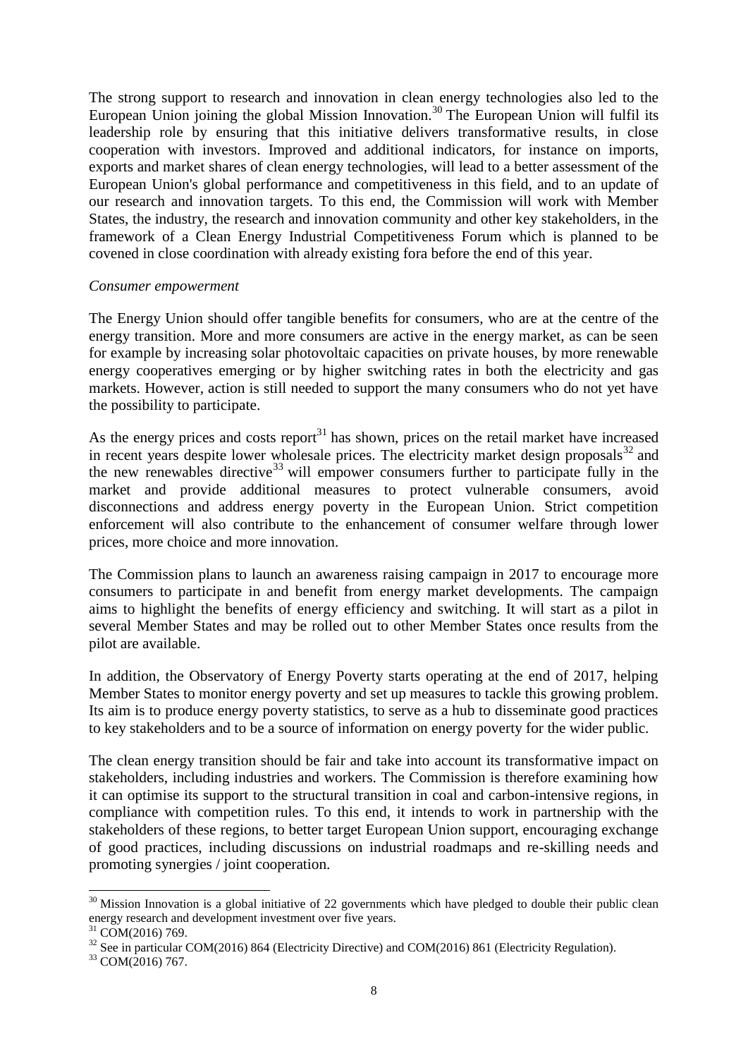The strong support to research and innovation in clean energy technologies also led to the European Union joining the global Mission Innovation.[30] The European Union will fulfil its leadership role by ensuring that this initiative delivers transformative results, in close cooperation with investors. Improved and additional indicators, for instance on imports, exports and market shares of clean energy technologies, will lead to a better assessment of the European Union's global performance and competitiveness in this field, and to an update of our research and innovation targets. To this end, the Commission will work with Member States, the industry, the research and innovation community and other key stakeholders, in the framework of a Clean Energy Industrial Competitiveness Forum which is planned to be covened in close coordination with already existing fora before the end of this year.

*Consumer empowerment*

The Energy Union should offer tangible benefits for consumers, who are at the centre of the energy transition. More and more consumers are active in the energy market, as can be seen for example by increasing solar photovoltaic capacities on private houses, by more renewable energy cooperatives emerging or by higher switching rates in both the electricity and gas markets. However, action is still needed to support the many consumers who do not yet have the possibility to participate.

As the energy prices and costs report[31] has shown, prices on the retail market have increased in recent years despite lower wholesale prices. The electricity market design proposals[32] and the new renewables directive[33] will empower consumers further to participate fully in the market and provide additional measures to protect vulnerable consumers, avoid disconnections and address energy poverty in the European Union. Strict competition enforcement will also contribute to the enhancement of consumer welfare through lower prices, more choice and more innovation.

The Commission plans to launch an awareness raising campaign in 2017 to encourage more consumers to participate in and benefit from energy market developments. The campaign aims to highlight the benefits of energy efficiency and switching. It will start as a pilot in several Member States and may be rolled out to other Member States once results from the pilot are available.

In addition, the Observatory of Energy Poverty starts operating at the end of 2017, helping Member States to monitor energy poverty and set up measures to tackle this growing problem. Its aim is to produce energy poverty statistics, to serve as a hub to disseminate good practices to key stakeholders and to be a source of information on energy poverty for the wider public.

The clean energy transition should be fair and take into account its transformative impact on stakeholders, including industries and workers. The Commission is therefore examining how it can optimise its support to the structural transition in coal and carbon-intensive regions, in compliance with competition rules. To this end, it intends to work in partnership with the stakeholders of these regions, to better target European Union support, encouraging exchange of good practices, including discussions on industrial roadmaps and re-skilling needs and promoting synergies / joint cooperation.

---

[30] Mission Innovation is a global initiative of 22 governments which have pledged to double their public clean energy research and development investment over five years.

[31] COM(2016) 769.

[32] See in particular COM(2016) 864 (Electricity Directive) and COM(2016) 861 (Electricity Regulation).

[33] COM(2016) 767.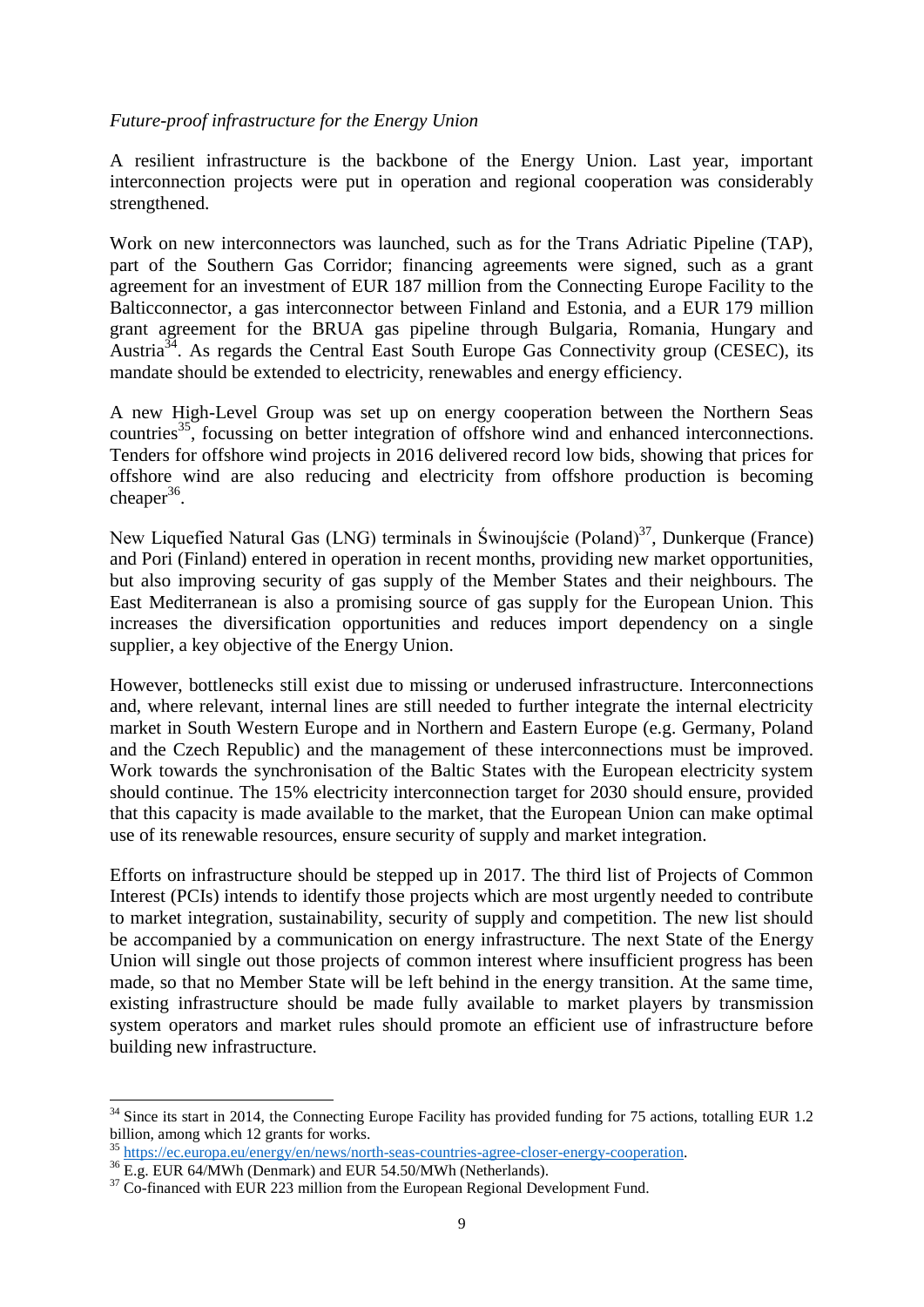*Future-proof infrastructure for the Energy Union*

A resilient infrastructure is the backbone of the Energy Union. Last year, important interconnection projects were put in operation and regional cooperation was considerably strengthened.

Work on new interconnectors was launched, such as for the Trans Adriatic Pipeline (TAP), part of the Southern Gas Corridor; financing agreements were signed, such as a grant agreement for an investment of EUR 187 million from the Connecting Europe Facility to the Balticconnector, a gas interconnector between Finland and Estonia, and a EUR 179 million grant agreement for the BRUA gas pipeline through Bulgaria, Romania, Hungary and Austria[34]. As regards the Central East South Europe Gas Connectivity group (CESEC), its mandate should be extended to electricity, renewables and energy efficiency.

A new High-Level Group was set up on energy cooperation between the Northern Seas countries[35], focussing on better integration of offshore wind and enhanced interconnections. Tenders for offshore wind projects in 2016 delivered record low bids, showing that prices for offshore wind are also reducing and electricity from offshore production is becoming cheaper[36].

New Liquefied Natural Gas (LNG) terminals in Świnoujście (Poland)[37], Dunkerque (France) and Pori (Finland) entered in operation in recent months, providing new market opportunities, but also improving security of gas supply of the Member States and their neighbours. The East Mediterranean is also a promising source of gas supply for the European Union. This increases the diversification opportunities and reduces import dependency on a single supplier, a key objective of the Energy Union.

However, bottlenecks still exist due to missing or underused infrastructure. Interconnections and, where relevant, internal lines are still needed to further integrate the internal electricity market in South Western Europe and in Northern and Eastern Europe (e.g. Germany, Poland and the Czech Republic) and the management of these interconnections must be improved. Work towards the synchronisation of the Baltic States with the European electricity system should continue. The 15% electricity interconnection target for 2030 should ensure, provided that this capacity is made available to the market, that the European Union can make optimal use of its renewable resources, ensure security of supply and market integration.

Efforts on infrastructure should be stepped up in 2017. The third list of Projects of Common Interest (PCIs) intends to identify those projects which are most urgently needed to contribute to market integration, sustainability, security of supply and competition. The new list should be accompanied by a communication on energy infrastructure. The next State of the Energy Union will single out those projects of common interest where insufficient progress has been made, so that no Member State will be left behind in the energy transition. At the same time, existing infrastructure should be made fully available to market players by transmission system operators and market rules should promote an efficient use of infrastructure before building new infrastructure.

---

[34] Since its start in 2014, the Connecting Europe Facility has provided funding for 75 actions, totalling EUR 1.2 billion, among which 12 grants for works.

[35] https://ec.europa.eu/energy/en/news/north-seas-countries-agree-closer-energy-cooperation.

[36] E.g. EUR 64/MWh (Denmark) and EUR 54.50/MWh (Netherlands).

[37] Co-financed with EUR 223 million from the European Regional Development Fund.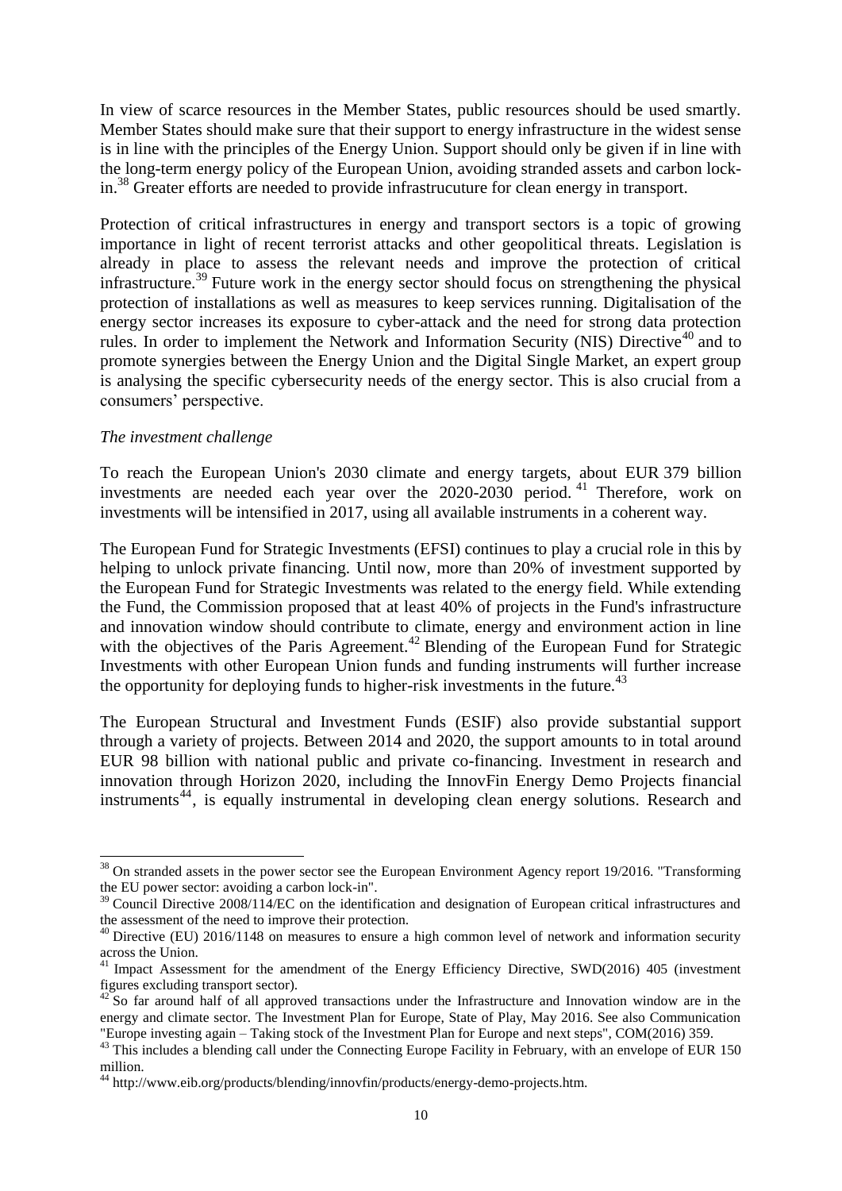In view of scarce resources in the Member States, public resources should be used smartly. Member States should make sure that their support to energy infrastructure in the widest sense is in line with the principles of the Energy Union. Support should only be given if in line with the long-term energy policy of the European Union, avoiding stranded assets and carbon lock-in.[38] Greater efforts are needed to provide infrastrucuture for clean energy in transport.

Protection of critical infrastructures in energy and transport sectors is a topic of growing importance in light of recent terrorist attacks and other geopolitical threats. Legislation is already in place to assess the relevant needs and improve the protection of critical infrastructure.[39] Future work in the energy sector should focus on strengthening the physical protection of installations as well as measures to keep services running. Digitalisation of the energy sector increases its exposure to cyber-attack and the need for strong data protection rules. In order to implement the Network and Information Security (NIS) Directive[40] and to promote synergies between the Energy Union and the Digital Single Market, an expert group is analysing the specific cybersecurity needs of the energy sector. This is also crucial from a consumers' perspective.

*The investment challenge*

To reach the European Union's 2030 climate and energy targets, about EUR 379 billion investments are needed each year over the 2020-2030 period.[41] Therefore, work on investments will be intensified in 2017, using all available instruments in a coherent way.

The European Fund for Strategic Investments (EFSI) continues to play a crucial role in this by helping to unlock private financing. Until now, more than 20% of investment supported by the European Fund for Strategic Investments was related to the energy field. While extending the Fund, the Commission proposed that at least 40% of projects in the Fund's infrastructure and innovation window should contribute to climate, energy and environment action in line with the objectives of the Paris Agreement.[42] Blending of the European Fund for Strategic Investments with other European Union funds and funding instruments will further increase the opportunity for deploying funds to higher-risk investments in the future.[43]

The European Structural and Investment Funds (ESIF) also provide substantial support through a variety of projects. Between 2014 and 2020, the support amounts to in total around EUR 98 billion with national public and private co-financing. Investment in research and innovation through Horizon 2020, including the InnovFin Energy Demo Projects financial instruments[44], is equally instrumental in developing clean energy solutions. Research and

---

[38] On stranded assets in the power sector see the European Environment Agency report 19/2016. "Transforming the EU power sector: avoiding a carbon lock-in".

[39] Council Directive 2008/114/EC on the identification and designation of European critical infrastructures and the assessment of the need to improve their protection.

[40] Directive (EU) 2016/1148 on measures to ensure a high common level of network and information security across the Union.

[41] Impact Assessment for the amendment of the Energy Efficiency Directive, SWD(2016) 405 (investment figures excluding transport sector).

[42] So far around half of all approved transactions under the Infrastructure and Innovation window are in the energy and climate sector. The Investment Plan for Europe, State of Play, May 2016. See also Communication "Europe investing again – Taking stock of the Investment Plan for Europe and next steps", COM(2016) 359.

[43] This includes a blending call under the Connecting Europe Facility in February, with an envelope of EUR 150 million.

[44] http://www.eib.org/products/blending/innovfin/products/energy-demo-projects.htm.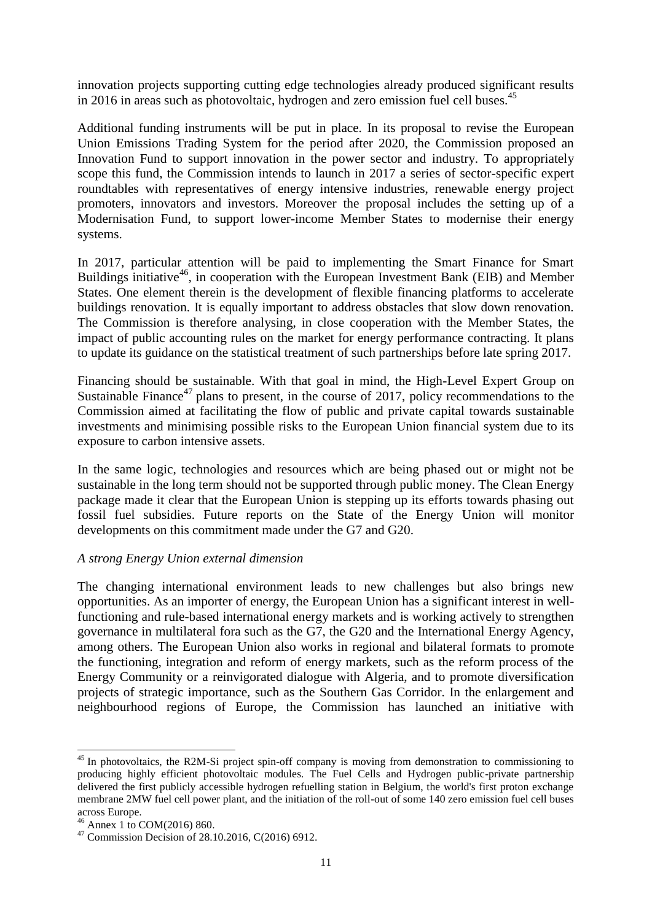innovation projects supporting cutting edge technologies already produced significant results in 2016 in areas such as photovoltaic, hydrogen and zero emission fuel cell buses.[45]

Additional funding instruments will be put in place. In its proposal to revise the European Union Emissions Trading System for the period after 2020, the Commission proposed an Innovation Fund to support innovation in the power sector and industry. To appropriately scope this fund, the Commission intends to launch in 2017 a series of sector-specific expert roundtables with representatives of energy intensive industries, renewable energy project promoters, innovators and investors. Moreover the proposal includes the setting up of a Modernisation Fund, to support lower-income Member States to modernise their energy systems.

In 2017, particular attention will be paid to implementing the Smart Finance for Smart Buildings initiative[46], in cooperation with the European Investment Bank (EIB) and Member States. One element therein is the development of flexible financing platforms to accelerate buildings renovation. It is equally important to address obstacles that slow down renovation. The Commission is therefore analysing, in close cooperation with the Member States, the impact of public accounting rules on the market for energy performance contracting. It plans to update its guidance on the statistical treatment of such partnerships before late spring 2017.

Financing should be sustainable. With that goal in mind, the High-Level Expert Group on Sustainable Finance[47] plans to present, in the course of 2017, policy recommendations to the Commission aimed at facilitating the flow of public and private capital towards sustainable investments and minimising possible risks to the European Union financial system due to its exposure to carbon intensive assets.

In the same logic, technologies and resources which are being phased out or might not be sustainable in the long term should not be supported through public money. The Clean Energy package made it clear that the European Union is stepping up its efforts towards phasing out fossil fuel subsidies. Future reports on the State of the Energy Union will monitor developments on this commitment made under the G7 and G20.

*A strong Energy Union external dimension*

The changing international environment leads to new challenges but also brings new opportunities. As an importer of energy, the European Union has a significant interest in well-functioning and rule-based international energy markets and is working actively to strengthen governance in multilateral fora such as the G7, the G20 and the International Energy Agency, among others. The European Union also works in regional and bilateral formats to promote the functioning, integration and reform of energy markets, such as the reform process of the Energy Community or a reinvigorated dialogue with Algeria, and to promote diversification projects of strategic importance, such as the Southern Gas Corridor. In the enlargement and neighbourhood regions of Europe, the Commission has launched an initiative with

---

[45] In photovoltaics, the R2M-Si project spin-off company is moving from demonstration to commissioning to producing highly efficient photovoltaic modules. The Fuel Cells and Hydrogen public-private partnership delivered the first publicly accessible hydrogen refuelling station in Belgium, the world's first proton exchange membrane 2MW fuel cell power plant, and the initiation of the roll-out of some 140 zero emission fuel cell buses across Europe.

[46] Annex 1 to COM(2016) 860.

[47] Commission Decision of 28.10.2016, C(2016) 6912.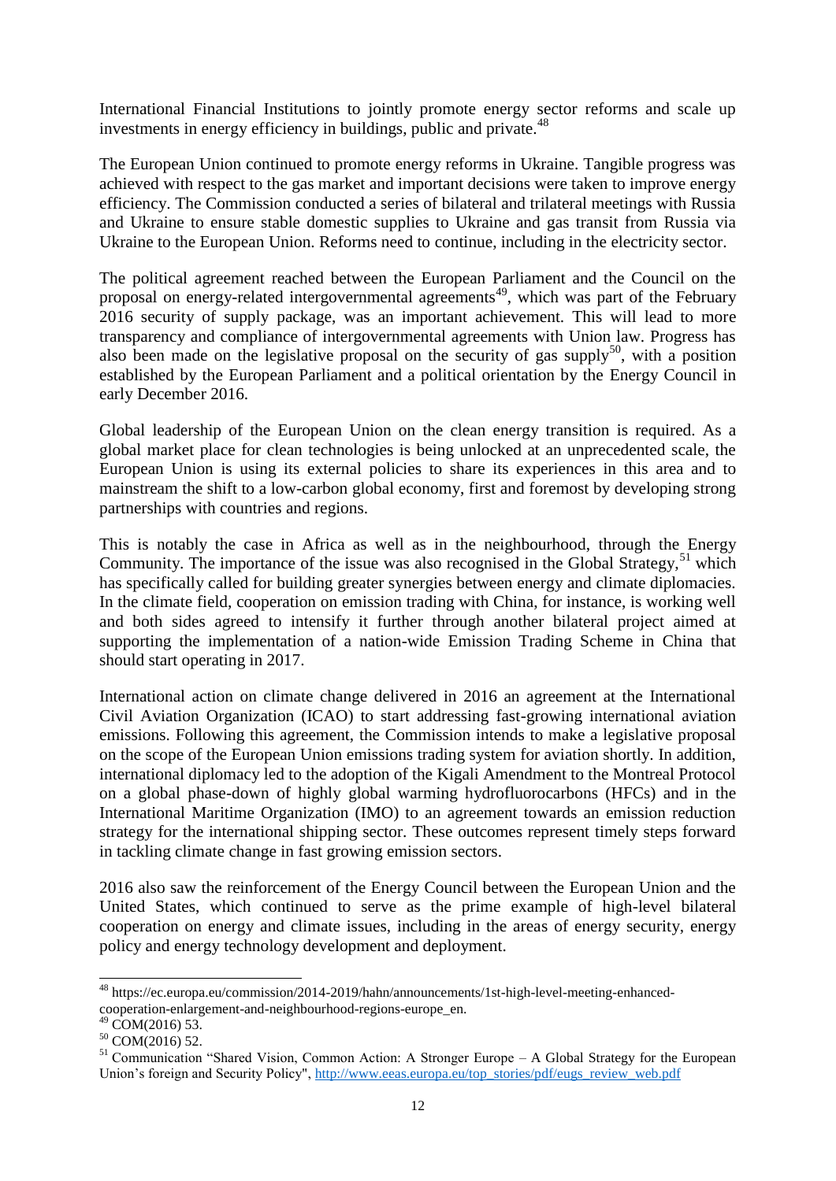International Financial Institutions to jointly promote energy sector reforms and scale up investments in energy efficiency in buildings, public and private.[48]

The European Union continued to promote energy reforms in Ukraine. Tangible progress was achieved with respect to the gas market and important decisions were taken to improve energy efficiency. The Commission conducted a series of bilateral and trilateral meetings with Russia and Ukraine to ensure stable domestic supplies to Ukraine and gas transit from Russia via Ukraine to the European Union. Reforms need to continue, including in the electricity sector.

The political agreement reached between the European Parliament and the Council on the proposal on energy-related intergovernmental agreements[49], which was part of the February 2016 security of supply package, was an important achievement. This will lead to more transparency and compliance of intergovernmental agreements with Union law. Progress has also been made on the legislative proposal on the security of gas supply[50], with a position established by the European Parliament and a political orientation by the Energy Council in early December 2016.

Global leadership of the European Union on the clean energy transition is required. As a global market place for clean technologies is being unlocked at an unprecedented scale, the European Union is using its external policies to share its experiences in this area and to mainstream the shift to a low-carbon global economy, first and foremost by developing strong partnerships with countries and regions.

This is notably the case in Africa as well as in the neighbourhood, through the Energy Community. The importance of the issue was also recognised in the Global Strategy,[51] which has specifically called for building greater synergies between energy and climate diplomacies. In the climate field, cooperation on emission trading with China, for instance, is working well and both sides agreed to intensify it further through another bilateral project aimed at supporting the implementation of a nation-wide Emission Trading Scheme in China that should start operating in 2017.

International action on climate change delivered in 2016 an agreement at the International Civil Aviation Organization (ICAO) to start addressing fast-growing international aviation emissions. Following this agreement, the Commission intends to make a legislative proposal on the scope of the European Union emissions trading system for aviation shortly. In addition, international diplomacy led to the adoption of the Kigali Amendment to the Montreal Protocol on a global phase-down of highly global warming hydrofluorocarbons (HFCs) and in the International Maritime Organization (IMO) to an agreement towards an emission reduction strategy for the international shipping sector. These outcomes represent timely steps forward in tackling climate change in fast growing emission sectors.

2016 also saw the reinforcement of the Energy Council between the European Union and the United States, which continued to serve as the prime example of high-level bilateral cooperation on energy and climate issues, including in the areas of energy security, energy policy and energy technology development and deployment.

---

[48] https://ec.europa.eu/commission/2014-2019/hahn/announcements/1st-high-level-meeting-enhanced-cooperation-enlargement-and-neighbourhood-regions-europe_en.

[49] COM(2016) 53.

[50] COM(2016) 52.

[51] Communication "Shared Vision, Common Action: A Stronger Europe – A Global Strategy for the European Union's foreign and Security Policy", http://www.eeas.europa.eu/top_stories/pdf/eugs_review_web.pdf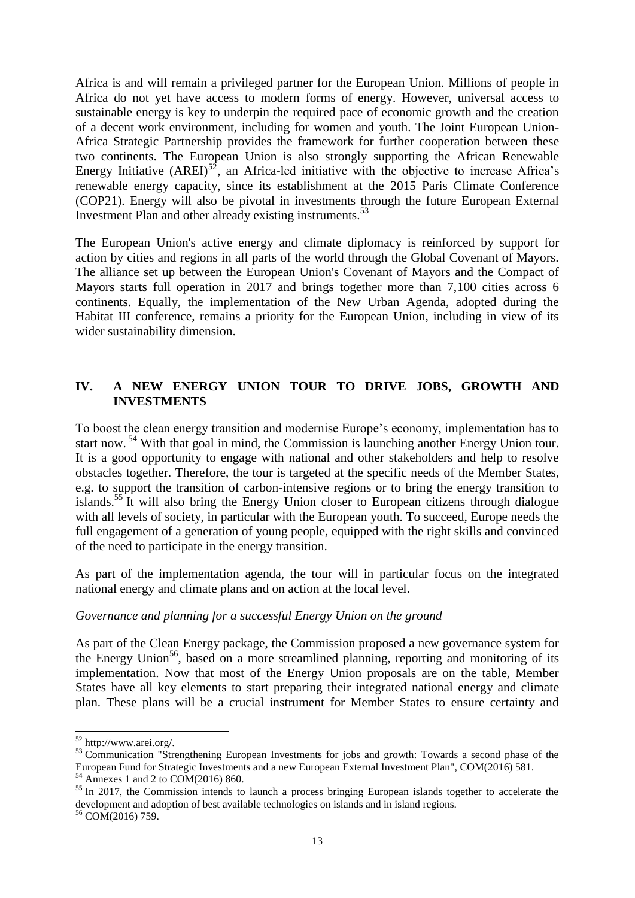Africa is and will remain a privileged partner for the European Union. Millions of people in Africa do not yet have access to modern forms of energy. However, universal access to sustainable energy is key to underpin the required pace of economic growth and the creation of a decent work environment, including for women and youth. The Joint European Union-Africa Strategic Partnership provides the framework for further cooperation between these two continents. The European Union is also strongly supporting the African Renewable Energy Initiative (AREI)[52], an Africa-led initiative with the objective to increase Africa's renewable energy capacity, since its establishment at the 2015 Paris Climate Conference (COP21). Energy will also be pivotal in investments through the future European External Investment Plan and other already existing instruments.[53]

The European Union's active energy and climate diplomacy is reinforced by support for action by cities and regions in all parts of the world through the Global Covenant of Mayors. The alliance set up between the European Union's Covenant of Mayors and the Compact of Mayors starts full operation in 2017 and brings together more than 7,100 cities across 6 continents. Equally, the implementation of the New Urban Agenda, adopted during the Habitat III conference, remains a priority for the European Union, including in view of its wider sustainability dimension.

## IV. A NEW ENERGY UNION TOUR TO DRIVE JOBS, GROWTH AND INVESTMENTS

To boost the clean energy transition and modernise Europe's economy, implementation has to start now.[54] With that goal in mind, the Commission is launching another Energy Union tour. It is a good opportunity to engage with national and other stakeholders and help to resolve obstacles together. Therefore, the tour is targeted at the specific needs of the Member States, e.g. to support the transition of carbon-intensive regions or to bring the energy transition to islands.[55] It will also bring the Energy Union closer to European citizens through dialogue with all levels of society, in particular with the European youth. To succeed, Europe needs the full engagement of a generation of young people, equipped with the right skills and convinced of the need to participate in the energy transition.

As part of the implementation agenda, the tour will in particular focus on the integrated national energy and climate plans and on action at the local level.

*Governance and planning for a successful Energy Union on the ground*

As part of the Clean Energy package, the Commission proposed a new governance system for the Energy Union[56], based on a more streamlined planning, reporting and monitoring of its implementation. Now that most of the Energy Union proposals are on the table, Member States have all key elements to start preparing their integrated national energy and climate plan. These plans will be a crucial instrument for Member States to ensure certainty and

---

[52] http://www.arei.org/.

[53] Communication "Strengthening European Investments for jobs and growth: Towards a second phase of the European Fund for Strategic Investments and a new European External Investment Plan", COM(2016) 581.

[54] Annexes 1 and 2 to COM(2016) 860.

[55] In 2017, the Commission intends to launch a process bringing European islands together to accelerate the development and adoption of best available technologies on islands and in island regions.

[56] COM(2016) 759.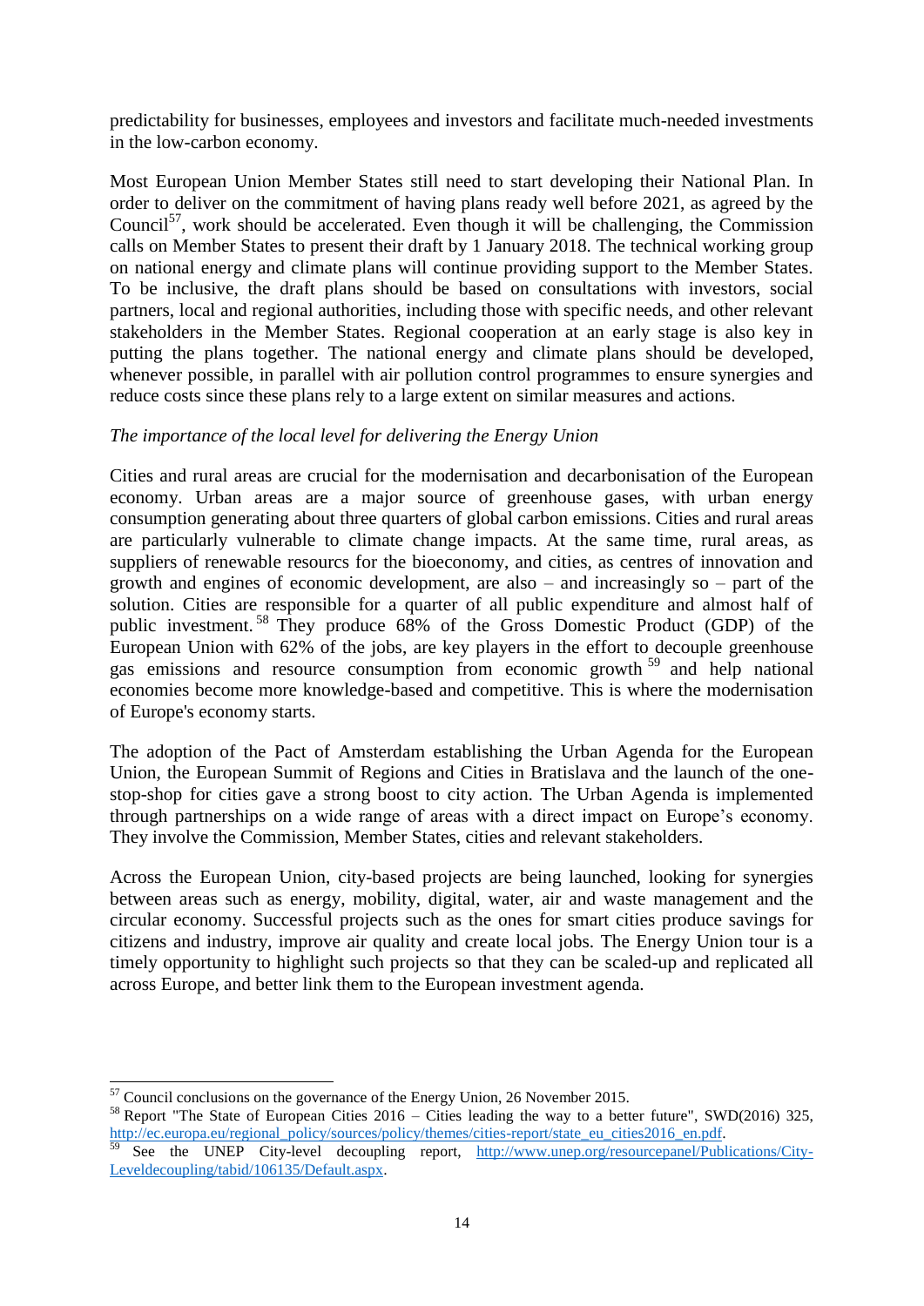predictability for businesses, employees and investors and facilitate much-needed investments in the low-carbon economy.

Most European Union Member States still need to start developing their National Plan. In order to deliver on the commitment of having plans ready well before 2021, as agreed by the Council[57], work should be accelerated. Even though it will be challenging, the Commission calls on Member States to present their draft by 1 January 2018. The technical working group on national energy and climate plans will continue providing support to the Member States. To be inclusive, the draft plans should be based on consultations with investors, social partners, local and regional authorities, including those with specific needs, and other relevant stakeholders in the Member States. Regional cooperation at an early stage is also key in putting the plans together. The national energy and climate plans should be developed, whenever possible, in parallel with air pollution control programmes to ensure synergies and reduce costs since these plans rely to a large extent on similar measures and actions.

*The importance of the local level for delivering the Energy Union*

Cities and rural areas are crucial for the modernisation and decarbonisation of the European economy. Urban areas are a major source of greenhouse gases, with urban energy consumption generating about three quarters of global carbon emissions. Cities and rural areas are particularly vulnerable to climate change impacts. At the same time, rural areas, as suppliers of renewable resourcs for the bioeconomy, and cities, as centres of innovation and growth and engines of economic development, are also – and increasingly so – part of the solution. Cities are responsible for a quarter of all public expenditure and almost half of public investment.[58] They produce 68% of the Gross Domestic Product (GDP) of the European Union with 62% of the jobs, are key players in the effort to decouple greenhouse gas emissions and resource consumption from economic growth[59] and help national economies become more knowledge-based and competitive. This is where the modernisation of Europe's economy starts.

The adoption of the Pact of Amsterdam establishing the Urban Agenda for the European Union, the European Summit of Regions and Cities in Bratislava and the launch of the one-stop-shop for cities gave a strong boost to city action. The Urban Agenda is implemented through partnerships on a wide range of areas with a direct impact on Europe's economy. They involve the Commission, Member States, cities and relevant stakeholders.

Across the European Union, city-based projects are being launched, looking for synergies between areas such as energy, mobility, digital, water, air and waste management and the circular economy. Successful projects such as the ones for smart cities produce savings for citizens and industry, improve air quality and create local jobs. The Energy Union tour is a timely opportunity to highlight such projects so that they can be scaled-up and replicated all across Europe, and better link them to the European investment agenda.

---

[57] Council conclusions on the governance of the Energy Union, 26 November 2015.

[58] Report "The State of European Cities 2016 – Cities leading the way to a better future", SWD(2016) 325, http://ec.europa.eu/regional_policy/sources/policy/themes/cities-report/state_eu_cities2016_en.pdf.

[59] See the UNEP City-level decoupling report, http://www.unep.org/resourcepanel/Publications/City-Leveldecoupling/tabid/106135/Default.aspx.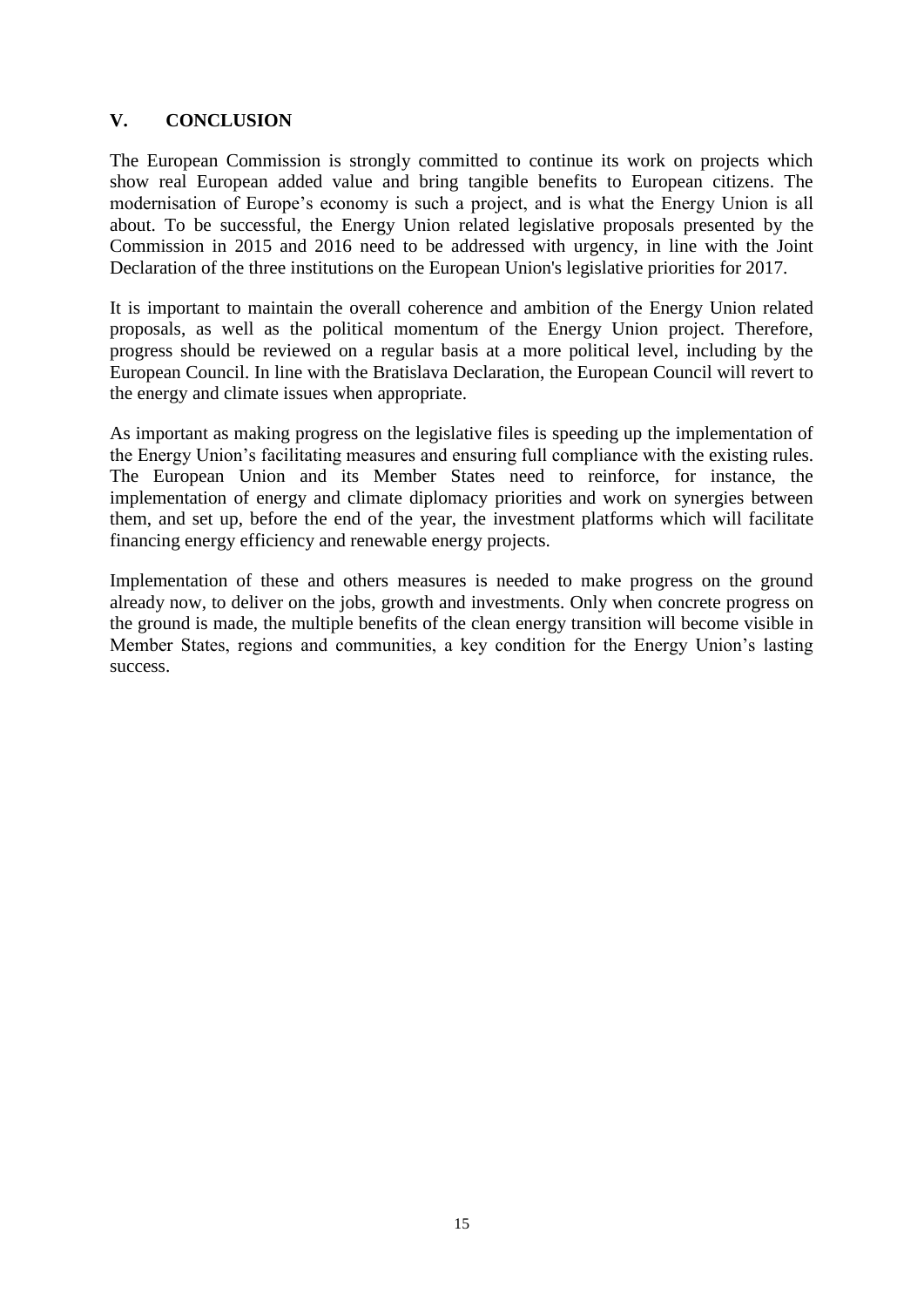## V. CONCLUSION

The European Commission is strongly committed to continue its work on projects which show real European added value and bring tangible benefits to European citizens. The modernisation of Europe's economy is such a project, and is what the Energy Union is all about. To be successful, the Energy Union related legislative proposals presented by the Commission in 2015 and 2016 need to be addressed with urgency, in line with the Joint Declaration of the three institutions on the European Union's legislative priorities for 2017.

It is important to maintain the overall coherence and ambition of the Energy Union related proposals, as well as the political momentum of the Energy Union project. Therefore, progress should be reviewed on a regular basis at a more political level, including by the European Council. In line with the Bratislava Declaration, the European Council will revert to the energy and climate issues when appropriate.

As important as making progress on the legislative files is speeding up the implementation of the Energy Union's facilitating measures and ensuring full compliance with the existing rules. The European Union and its Member States need to reinforce, for instance, the implementation of energy and climate diplomacy priorities and work on synergies between them, and set up, before the end of the year, the investment platforms which will facilitate financing energy efficiency and renewable energy projects.

Implementation of these and others measures is needed to make progress on the ground already now, to deliver on the jobs, growth and investments. Only when concrete progress on the ground is made, the multiple benefits of the clean energy transition will become visible in Member States, regions and communities, a key condition for the Energy Union's lasting success.